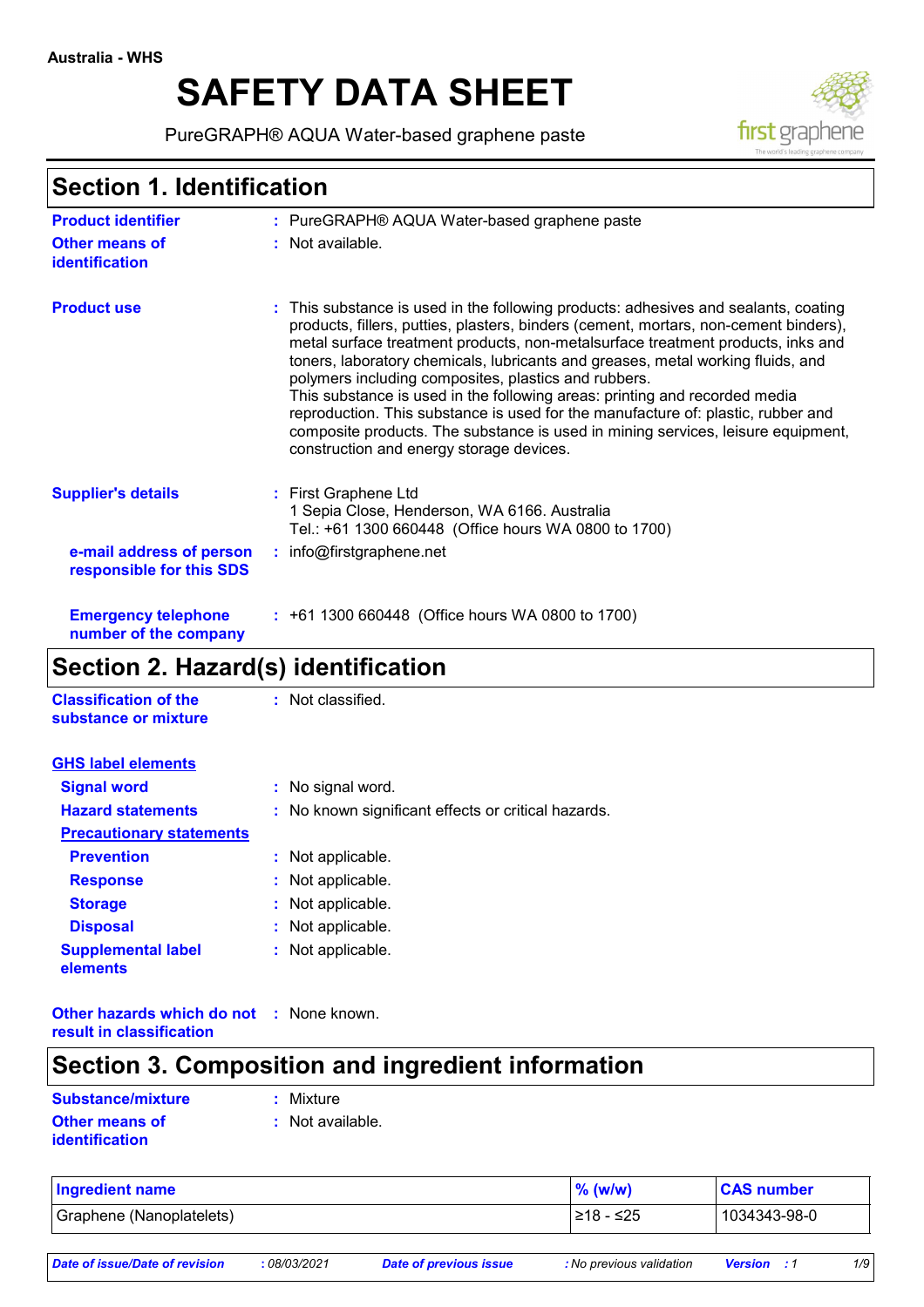Australia - WHS

# SAFETY DATA SHEET

PureGRAPH® AQUA Water-based graphene paste

## Section 1. Identification

**Product identifier** : PureGRAPH® AQUA Water-based graphene paste

**Other means of identification** : Not available.

**Product use** : This substance is used in the following products: adhesives and sealants, coating products, fillers, putties, plasters, binders (cement, mortars, non-cement binders), metal surface treatment products, non-metalsurface treatment products, inks and toners, laboratory chemicals, lubricants and greases, metal working fluids, and polymers including composites, plastics and rubbers.
This substance is used in the following areas: printing and recorded media reproduction. This substance is used for the manufacture of: plastic, rubber and composite products. The substance is used in mining services, leisure equipment, construction and energy storage devices.

**Supplier's details** : First Graphene Ltd
1 Sepia Close, Henderson, WA 6166. Australia
Tel.: +61 1300 660448 (Office hours WA 0800 to 1700)

**e-mail address of person responsible for this SDS** : info@firstgraphene.net

**Emergency telephone number of the company** : +61 1300 660448 (Office hours WA 0800 to 1700)

## Section 2. Hazard(s) identification

**Classification of the substance or mixture** : Not classified.

**GHS label elements**

**Signal word** : No signal word.

**Hazard statements** : No known significant effects or critical hazards.

**Precautionary statements**

**Prevention** : Not applicable.

**Response** : Not applicable.

**Storage** : Not applicable.

**Disposal** : Not applicable.

**Supplemental label elements** : Not applicable.

**Other hazards which do not result in classification** : None known.

## Section 3. Composition and ingredient information

**Substance/mixture** : Mixture

**Other means of identification** : Not available.

| Ingredient name | % (w/w) | CAS number |
|---|---|---|
| Graphene (Nanoplatelets) | ≥18 - ≤25 | 1034343-98-0 |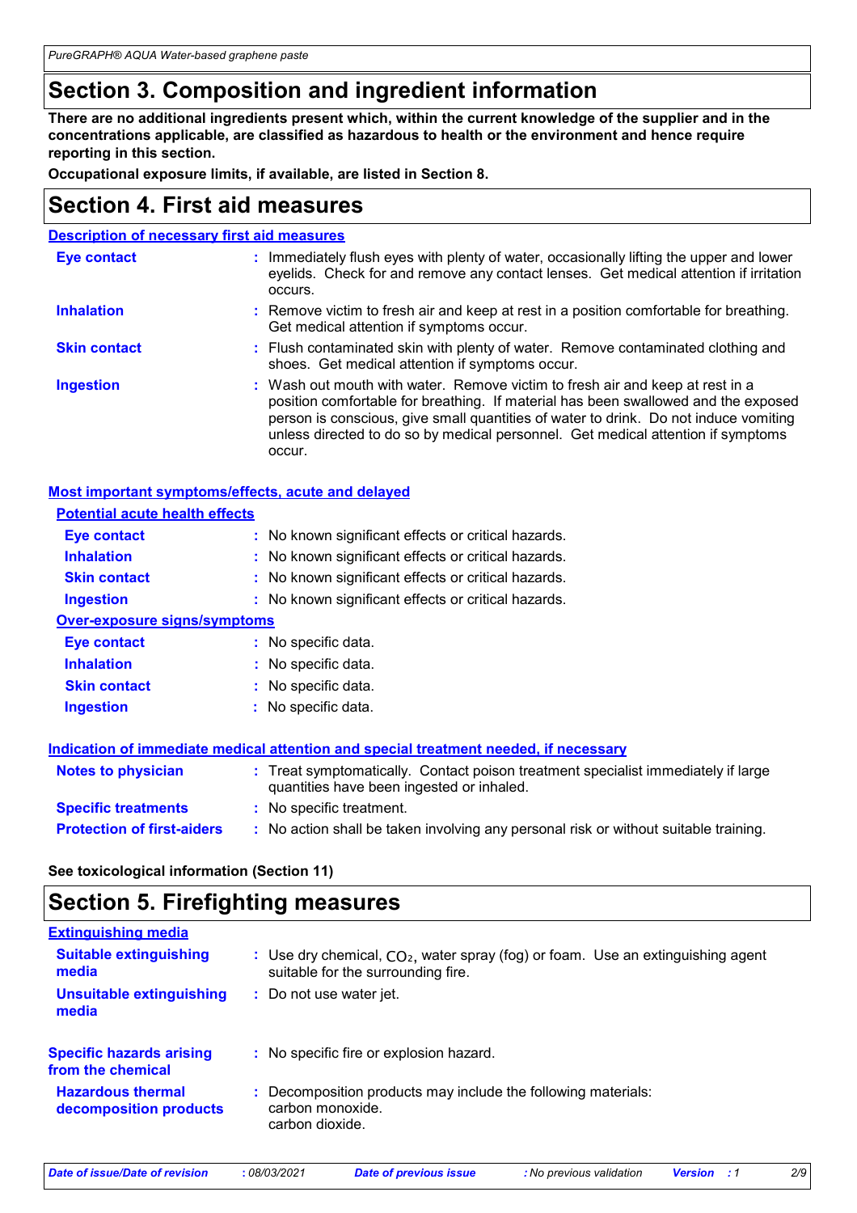# Section 3. Composition and ingredient information

**There are no additional ingredients present which, within the current knowledge of the supplier and in the concentrations applicable, are classified as hazardous to health or the environment and hence require reporting in this section.**

**Occupational exposure limits, if available, are listed in Section 8.**

# Section 4. First aid measures

## Description of necessary first aid measures

| | |
|---|---|
| **Eye contact** | : Immediately flush eyes with plenty of water, occasionally lifting the upper and lower eyelids. Check for and remove any contact lenses. Get medical attention if irritation occurs. |
| **Inhalation** | : Remove victim to fresh air and keep at rest in a position comfortable for breathing. Get medical attention if symptoms occur. |
| **Skin contact** | : Flush contaminated skin with plenty of water. Remove contaminated clothing and shoes. Get medical attention if symptoms occur. |
| **Ingestion** | : Wash out mouth with water. Remove victim to fresh air and keep at rest in a position comfortable for breathing. If material has been swallowed and the exposed person is conscious, give small quantities of water to drink. Do not induce vomiting unless directed to do so by medical personnel. Get medical attention if symptoms occur. |

## Most important symptoms/effects, acute and delayed

### Potential acute health effects

| | |
|---|---|
| **Eye contact** | : No known significant effects or critical hazards. |
| **Inhalation** | : No known significant effects or critical hazards. |
| **Skin contact** | : No known significant effects or critical hazards. |
| **Ingestion** | : No known significant effects or critical hazards. |

### Over-exposure signs/symptoms

| | |
|---|---|
| **Eye contact** | : No specific data. |
| **Inhalation** | : No specific data. |
| **Skin contact** | : No specific data. |
| **Ingestion** | : No specific data. |

## Indication of immediate medical attention and special treatment needed, if necessary

| | |
|---|---|
| **Notes to physician** | : Treat symptomatically. Contact poison treatment specialist immediately if large quantities have been ingested or inhaled. |
| **Specific treatments** | : No specific treatment. |
| **Protection of first-aiders** | : No action shall be taken involving any personal risk or without suitable training. |

**See toxicological information (Section 11)**

# Section 5. Firefighting measures

## Extinguishing media

| | |
|---|---|
| **Suitable extinguishing media** | : Use dry chemical, $CO_2$, water spray (fog) or foam. Use an extinguishing agent suitable for the surrounding fire. |
| **Unsuitable extinguishing media** | : Do not use water jet. |

| | |
|---|---|
| **Specific hazards arising from the chemical** | : No specific fire or explosion hazard. |
| **Hazardous thermal decomposition products** | : Decomposition products may include the following materials: carbon monoxide. carbon dioxide. |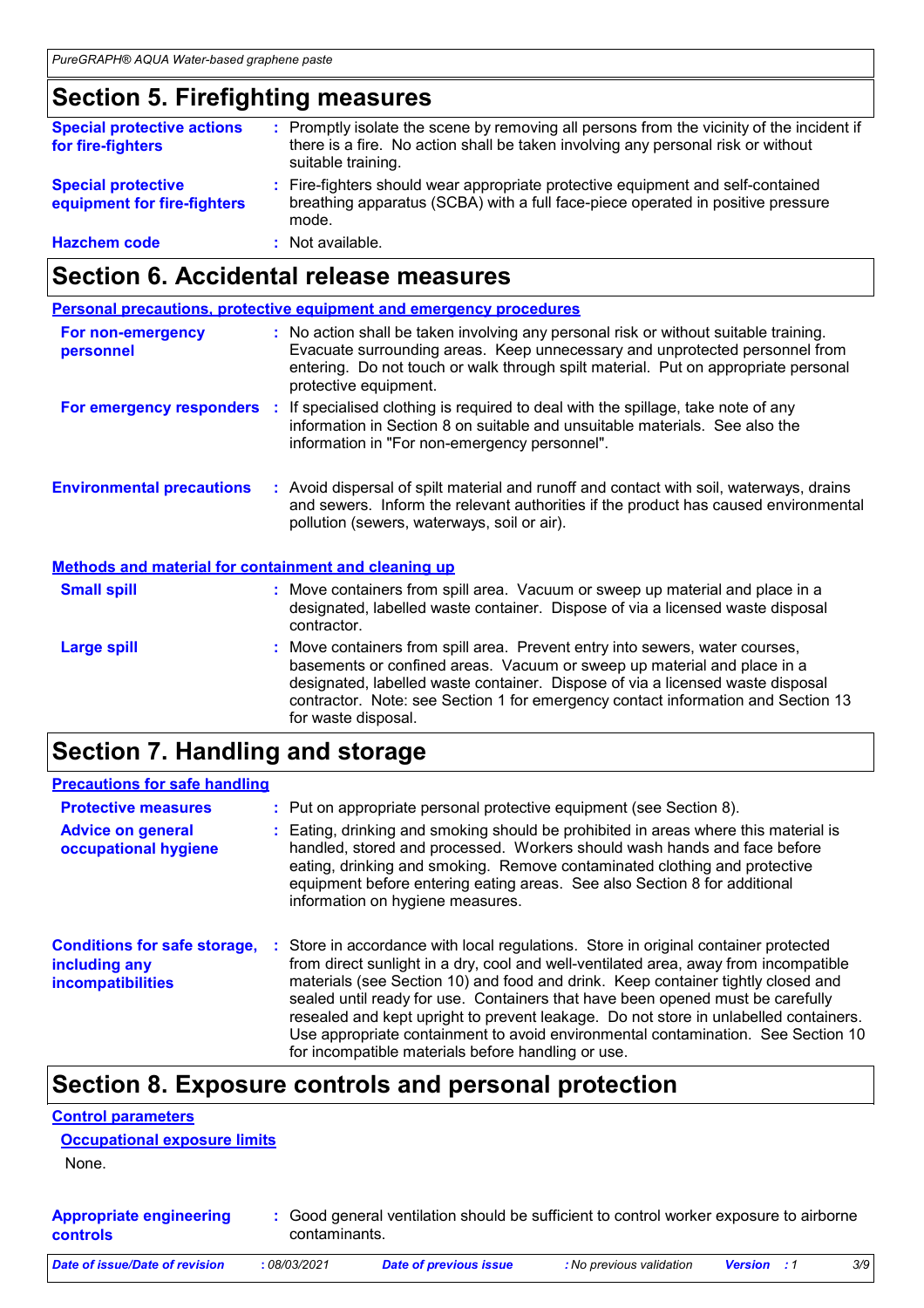## Section 5. Firefighting measures

**Special protective actions for fire-fighters** : Promptly isolate the scene by removing all persons from the vicinity of the incident if there is a fire. No action shall be taken involving any personal risk or without suitable training.

**Special protective equipment for fire-fighters** : Fire-fighters should wear appropriate protective equipment and self-contained breathing apparatus (SCBA) with a full face-piece operated in positive pressure mode.

**Hazchem code** : Not available.

## Section 6. Accidental release measures

### Personal precautions, protective equipment and emergency procedures

**For non-emergency personnel** : No action shall be taken involving any personal risk or without suitable training. Evacuate surrounding areas. Keep unnecessary and unprotected personnel from entering. Do not touch or walk through spilt material. Put on appropriate personal protective equipment.

**For emergency responders** : If specialised clothing is required to deal with the spillage, take note of any information in Section 8 on suitable and unsuitable materials. See also the information in "For non-emergency personnel".

**Environmental precautions** : Avoid dispersal of spilt material and runoff and contact with soil, waterways, drains and sewers. Inform the relevant authorities if the product has caused environmental pollution (sewers, waterways, soil or air).

### Methods and material for containment and cleaning up

**Small spill** : Move containers from spill area. Vacuum or sweep up material and place in a designated, labelled waste container. Dispose of via a licensed waste disposal contractor.

**Large spill** : Move containers from spill area. Prevent entry into sewers, water courses, basements or confined areas. Vacuum or sweep up material and place in a designated, labelled waste container. Dispose of via a licensed waste disposal contractor. Note: see Section 1 for emergency contact information and Section 13 for waste disposal.

## Section 7. Handling and storage

### Precautions for safe handling

**Protective measures** : Put on appropriate personal protective equipment (see Section 8).

**Advice on general occupational hygiene** : Eating, drinking and smoking should be prohibited in areas where this material is handled, stored and processed. Workers should wash hands and face before eating, drinking and smoking. Remove contaminated clothing and protective equipment before entering eating areas. See also Section 8 for additional information on hygiene measures.

**Conditions for safe storage, including any incompatibilities** : Store in accordance with local regulations. Store in original container protected from direct sunlight in a dry, cool and well-ventilated area, away from incompatible materials (see Section 10) and food and drink. Keep container tightly closed and sealed until ready for use. Containers that have been opened must be carefully resealed and kept upright to prevent leakage. Do not store in unlabelled containers. Use appropriate containment to avoid environmental contamination. See Section 10 for incompatible materials before handling or use.

## Section 8. Exposure controls and personal protection

### Control parameters

#### Occupational exposure limits

None.

**Appropriate engineering controls** : Good general ventilation should be sufficient to control worker exposure to airborne contaminants.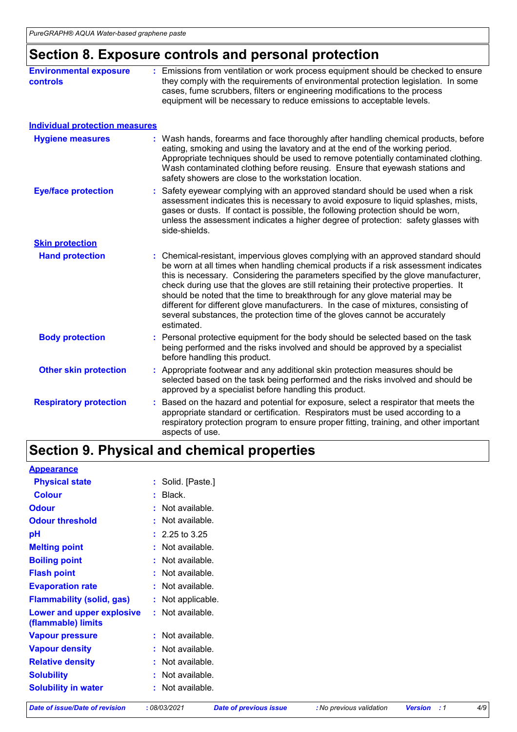## Section 8. Exposure controls and personal protection

**Environmental exposure controls** : Emissions from ventilation or work process equipment should be checked to ensure they comply with the requirements of environmental protection legislation. In some cases, fume scrubbers, filters or engineering modifications to the process equipment will be necessary to reduce emissions to acceptable levels.

### Individual protection measures

**Hygiene measures** : Wash hands, forearms and face thoroughly after handling chemical products, before eating, smoking and using the lavatory and at the end of the working period. Appropriate techniques should be used to remove potentially contaminated clothing. Wash contaminated clothing before reusing. Ensure that eyewash stations and safety showers are close to the workstation location.

**Eye/face protection** : Safety eyewear complying with an approved standard should be used when a risk assessment indicates this is necessary to avoid exposure to liquid splashes, mists, gases or dusts. If contact is possible, the following protection should be worn, unless the assessment indicates a higher degree of protection: safety glasses with side-shields.

**Skin protection**

**Hand protection** : Chemical-resistant, impervious gloves complying with an approved standard should be worn at all times when handling chemical products if a risk assessment indicates this is necessary. Considering the parameters specified by the glove manufacturer, check during use that the gloves are still retaining their protective properties. It should be noted that the time to breakthrough for any glove material may be different for different glove manufacturers. In the case of mixtures, consisting of several substances, the protection time of the gloves cannot be accurately estimated.

**Body protection** : Personal protective equipment for the body should be selected based on the task being performed and the risks involved and should be approved by a specialist before handling this product.

**Other skin protection** : Appropriate footwear and any additional skin protection measures should be selected based on the task being performed and the risks involved and should be approved by a specialist before handling this product.

**Respiratory protection** : Based on the hazard and potential for exposure, select a respirator that meets the appropriate standard or certification. Respirators must be used according to a respiratory protection program to ensure proper fitting, training, and other important aspects of use.

## Section 9. Physical and chemical properties

**Appearance**

| Property | Value |
|---|---|
| Physical state | Solid. [Paste.] |
| Colour | Black. |
| Odour | Not available. |
| Odour threshold | Not available. |
| pH | 2.25 to 3.25 |
| Melting point | Not available. |
| Boiling point | Not available. |
| Flash point | Not available. |
| Evaporation rate | Not available. |
| Flammability (solid, gas) | Not applicable. |
| Lower and upper explosive (flammable) limits | Not available. |
| Vapour pressure | Not available. |
| Vapour density | Not available. |
| Relative density | Not available. |
| Solubility | Not available. |
| Solubility in water | Not available. |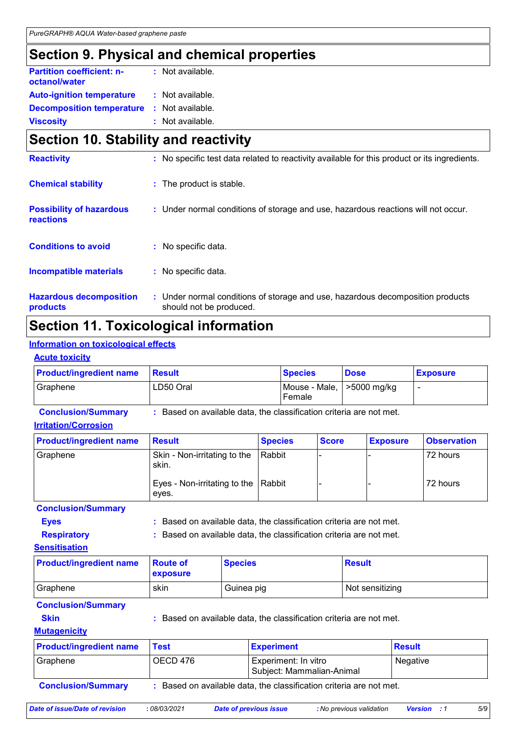## Section 9. Physical and chemical properties

**Partition coefficient: n-octanol/water** : Not available.

**Auto-ignition temperature** : Not available.

**Decomposition temperature** : Not available.

**Viscosity** : Not available.

## Section 10. Stability and reactivity

**Reactivity** : No specific test data related to reactivity available for this product or its ingredients.

**Chemical stability** : The product is stable.

**Possibility of hazardous reactions** : Under normal conditions of storage and use, hazardous reactions will not occur.

**Conditions to avoid** : No specific data.

**Incompatible materials** : No specific data.

**Hazardous decomposition products** : Under normal conditions of storage and use, hazardous decomposition products should not be produced.

## Section 11. Toxicological information

### Information on toxicological effects

#### Acute toxicity

| Product/ingredient name | Result | Species | Dose | Exposure |
|---|---|---|---|---|
| Graphene | LD50 Oral | Mouse - Male, Female | >5000 mg/kg | - |

**Conclusion/Summary** : Based on available data, the classification criteria are not met.

#### Irritation/Corrosion

| Product/ingredient name | Result | Species | Score | Exposure | Observation |
|---|---|---|---|---|---|
| Graphene | Skin - Non-irritating to the skin. | Rabbit | - | - | 72 hours |
| | Eyes - Non-irritating to the eyes. | Rabbit | - | - | 72 hours |

**Conclusion/Summary**

**Eyes** : Based on available data, the classification criteria are not met.

**Respiratory** : Based on available data, the classification criteria are not met.

#### Sensitisation

| Product/ingredient name | Route of exposure | Species | Result |
|---|---|---|---|
| Graphene | skin | Guinea pig | Not sensitizing |

**Conclusion/Summary**

**Skin** : Based on available data, the classification criteria are not met.

#### Mutagenicity

| Product/ingredient name | Test | Experiment | Result |
|---|---|---|---|
| Graphene | OECD 476 | Experiment: In vitro<br>Subject: Mammalian-Animal | Negative |

**Conclusion/Summary** : Based on available data, the classification criteria are not met.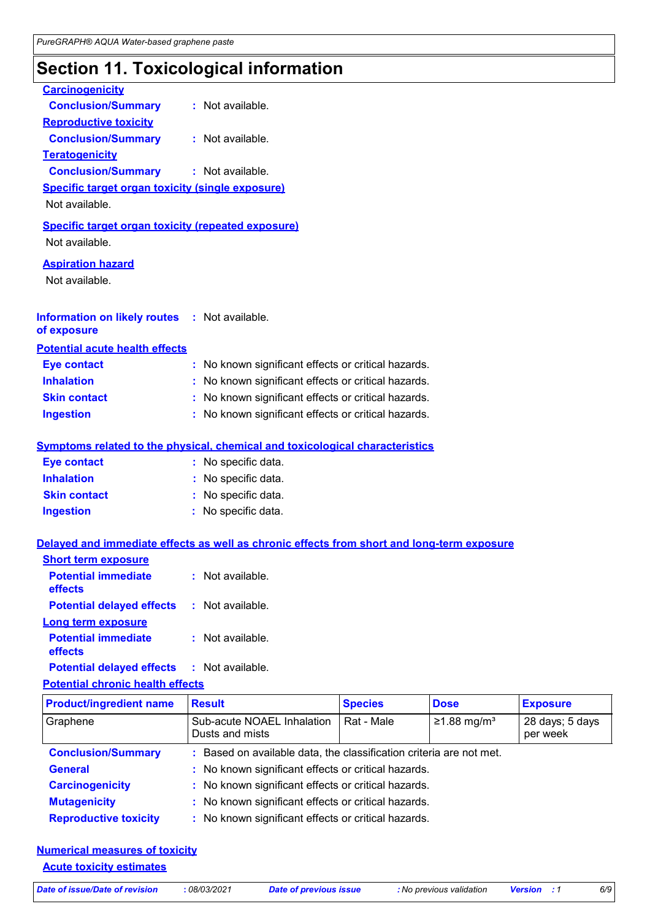# Section 11. Toxicological information

**Carcinogenicity**

**Conclusion/Summary** : Not available.

**Reproductive toxicity**

**Conclusion/Summary** : Not available.

**Teratogenicity**

**Conclusion/Summary** : Not available.

**Specific target organ toxicity (single exposure)**

Not available.

**Specific target organ toxicity (repeated exposure)**

Not available.

**Aspiration hazard**

Not available.

**Information on likely routes of exposure** : Not available.

**Potential acute health effects**

**Eye contact** : No known significant effects or critical hazards.

**Inhalation** : No known significant effects or critical hazards.

**Skin contact** : No known significant effects or critical hazards.

**Ingestion** : No known significant effects or critical hazards.

**Symptoms related to the physical, chemical and toxicological characteristics**

**Eye contact** : No specific data.

**Inhalation** : No specific data.

**Skin contact** : No specific data.

**Ingestion** : No specific data.

**Delayed and immediate effects as well as chronic effects from short and long-term exposure**

**Short term exposure**

**Potential immediate effects** : Not available.

**Potential delayed effects** : Not available.

**Long term exposure**

**Potential immediate effects** : Not available.

**Potential delayed effects** : Not available.

**Potential chronic health effects**

| Product/ingredient name | Result | Species | Dose | Exposure |
|---|---|---|---|---|
| Graphene | Sub-acute NOAEL Inhalation Dusts and mists | Rat - Male | ≥1.88 mg/m³ | 28 days; 5 days per week |

**Conclusion/Summary** : Based on available data, the classification criteria are not met.

**General** : No known significant effects or critical hazards.

**Carcinogenicity** : No known significant effects or critical hazards.

**Mutagenicity** : No known significant effects or critical hazards.

**Reproductive toxicity** : No known significant effects or critical hazards.

**Numerical measures of toxicity**

**Acute toxicity estimates**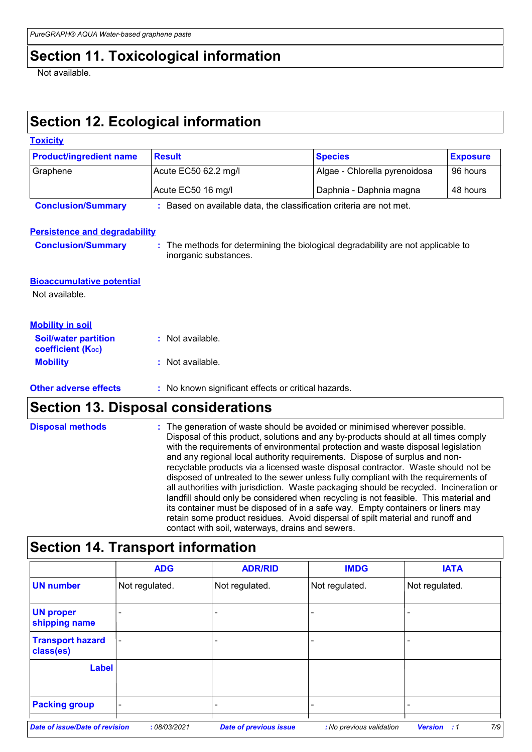## Section 11. Toxicological information

Not available.

## Section 12. Ecological information

### Toxicity

| Product/ingredient name | Result | Species | Exposure |
|---|---|---|---|
| Graphene | Acute EC50 62.2 mg/l | Algae - Chlorella pyrenoidosa | 96 hours |
| | Acute EC50 16 mg/l | Daphnia - Daphnia magna | 48 hours |

**Conclusion/Summary** : Based on available data, the classification criteria are not met.

### Persistence and degradability

**Conclusion/Summary** : The methods for determining the biological degradability are not applicable to inorganic substances.

### Bioaccumulative potential

Not available.

### Mobility in soil

**Soil/water partition coefficient ($K_{OC}$)** : Not available.

**Mobility** : Not available.

**Other adverse effects** : No known significant effects or critical hazards.

## Section 13. Disposal considerations

**Disposal methods** : The generation of waste should be avoided or minimised wherever possible. Disposal of this product, solutions and any by-products should at all times comply with the requirements of environmental protection and waste disposal legislation and any regional local authority requirements. Dispose of surplus and non-recyclable products via a licensed waste disposal contractor. Waste should not be disposed of untreated to the sewer unless fully compliant with the requirements of all authorities with jurisdiction. Waste packaging should be recycled. Incineration or landfill should only be considered when recycling is not feasible. This material and its container must be disposed of in a safe way. Empty containers or liners may retain some product residues. Avoid dispersal of spilt material and runoff and contact with soil, waterways, drains and sewers.

## Section 14. Transport information

| | ADG | ADR/RID | IMDG | IATA |
|---|---|---|---|---|
| UN number | Not regulated. | Not regulated. | Not regulated. | Not regulated. |
| UN proper shipping name | - | - | - | - |
| Transport hazard class(es) | - | - | - | - |
| Label | | | | |
| Packing group | - | - | - | - |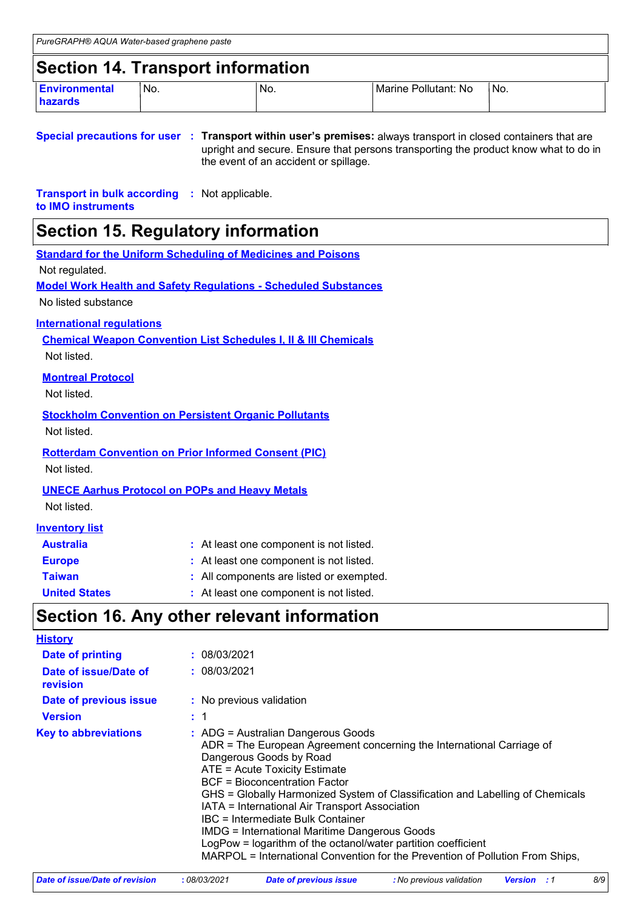## Section 14. Transport information

| Environmental hazards | No. | No. | Marine Pollutant: No | No. |
|---|---|---|---|---|

**Special precautions for user** : **Transport within user's premises:** always transport in closed containers that are upright and secure. Ensure that persons transporting the product know what to do in the event of an accident or spillage.

**Transport in bulk according to IMO instruments** : Not applicable.

## Section 15. Regulatory information

**Standard for the Uniform Scheduling of Medicines and Poisons**

Not regulated.

**Model Work Health and Safety Regulations - Scheduled Substances**

No listed substance

**International regulations**

**Chemical Weapon Convention List Schedules I, II & III Chemicals**

Not listed.

**Montreal Protocol**

Not listed.

**Stockholm Convention on Persistent Organic Pollutants**

Not listed.

**Rotterdam Convention on Prior Informed Consent (PIC)**

Not listed.

**UNECE Aarhus Protocol on POPs and Heavy Metals**

Not listed.

**Inventory list**

**Australia** : At least one component is not listed.

**Europe** : At least one component is not listed.

**Taiwan** : All components are listed or exempted.

**United States** : At least one component is not listed.

## Section 16. Any other relevant information

**History**

**Date of printing** : 08/03/2021

**Date of issue/Date of revision** : 08/03/2021

**Date of previous issue** : No previous validation

**Version** : 1

**Key to abbreviations** : ADG = Australian Dangerous Goods
ADR = The European Agreement concerning the International Carriage of Dangerous Goods by Road
ATE = Acute Toxicity Estimate
BCF = Bioconcentration Factor
GHS = Globally Harmonized System of Classification and Labelling of Chemicals
IATA = International Air Transport Association
IBC = Intermediate Bulk Container
IMDG = International Maritime Dangerous Goods
LogPow = logarithm of the octanol/water partition coefficient
MARPOL = International Convention for the Prevention of Pollution From Ships,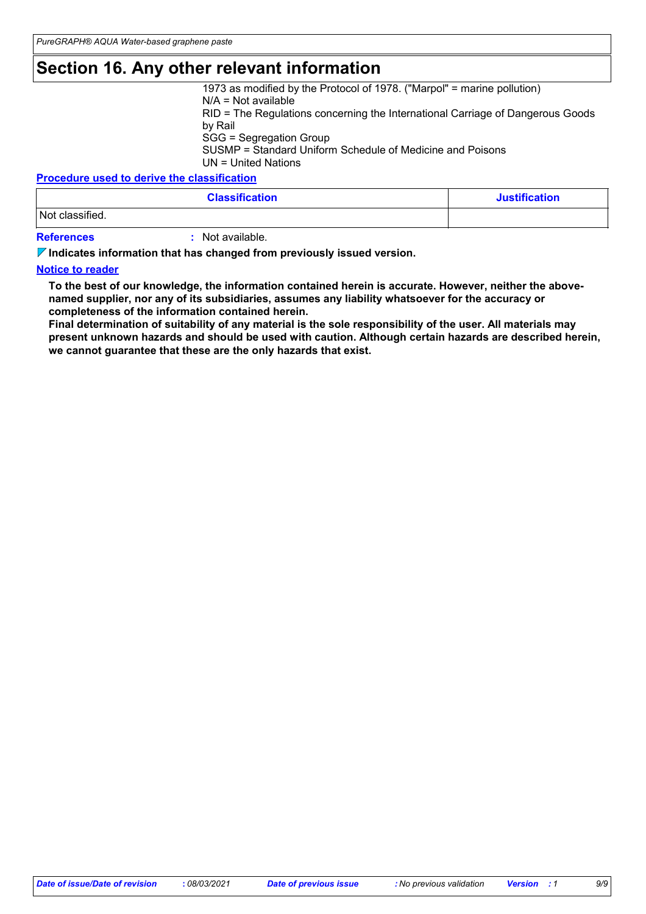# Section 16. Any other relevant information

1973 as modified by the Protocol of 1978. ("Marpol" = marine pollution)
N/A = Not available
RID = The Regulations concerning the International Carriage of Dangerous Goods by Rail
SGG = Segregation Group
SUSMP = Standard Uniform Schedule of Medicine and Poisons
UN = United Nations

**Procedure used to derive the classification**

| Classification | Justification |
|---|---|
| Not classified. | |

**References** : Not available.

**Indicates information that has changed from previously issued version.**

**Notice to reader**

**To the best of our knowledge, the information contained herein is accurate. However, neither the above-named supplier, nor any of its subsidiaries, assumes any liability whatsoever for the accuracy or completeness of the information contained herein.**
**Final determination of suitability of any material is the sole responsibility of the user. All materials may present unknown hazards and should be used with caution. Although certain hazards are described herein, we cannot guarantee that these are the only hazards that exist.**